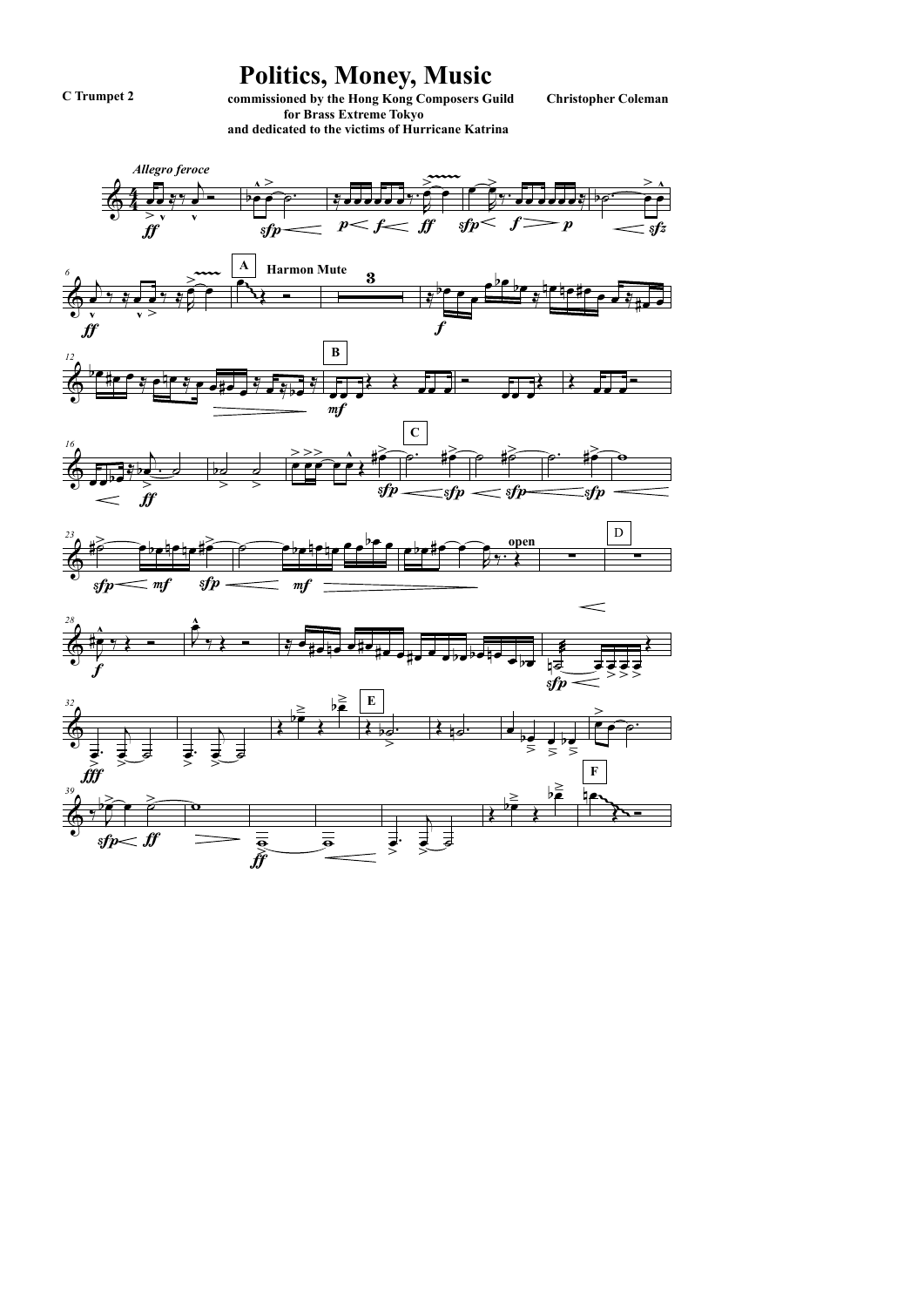C Trumpet 2

# Politics, Money, Music

**commissioned by the Hong Kong Composers Guild for Brass Extreme Tokyo and dedicated to the victims of Hurricane Katrina**

**Christopher Coleman**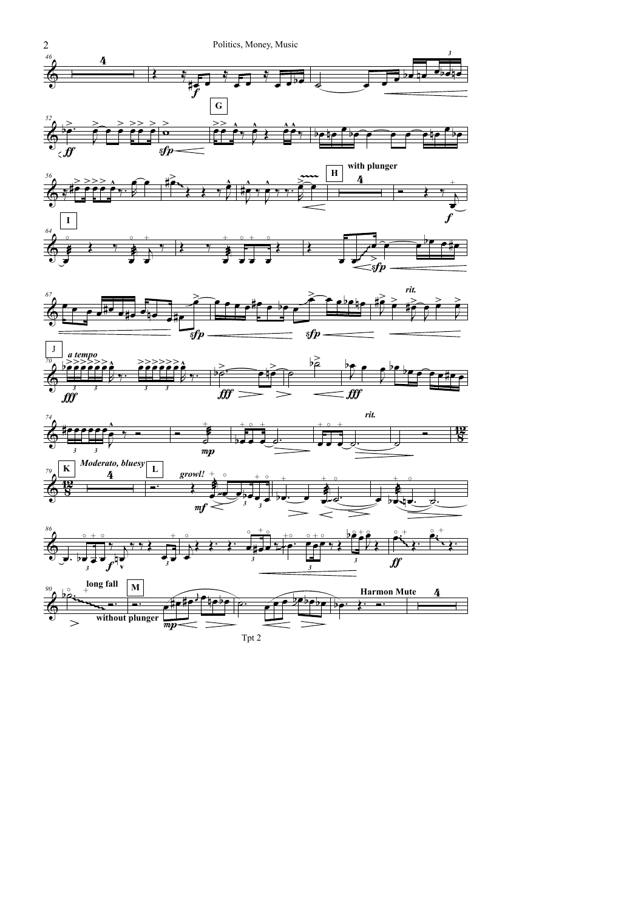G

H

with plunger

I

rit.

J

*a tempo*

rit.

K

*Moderato, bluesy*

L

*growl!*

long fall

M

without plunger

Harmon Mute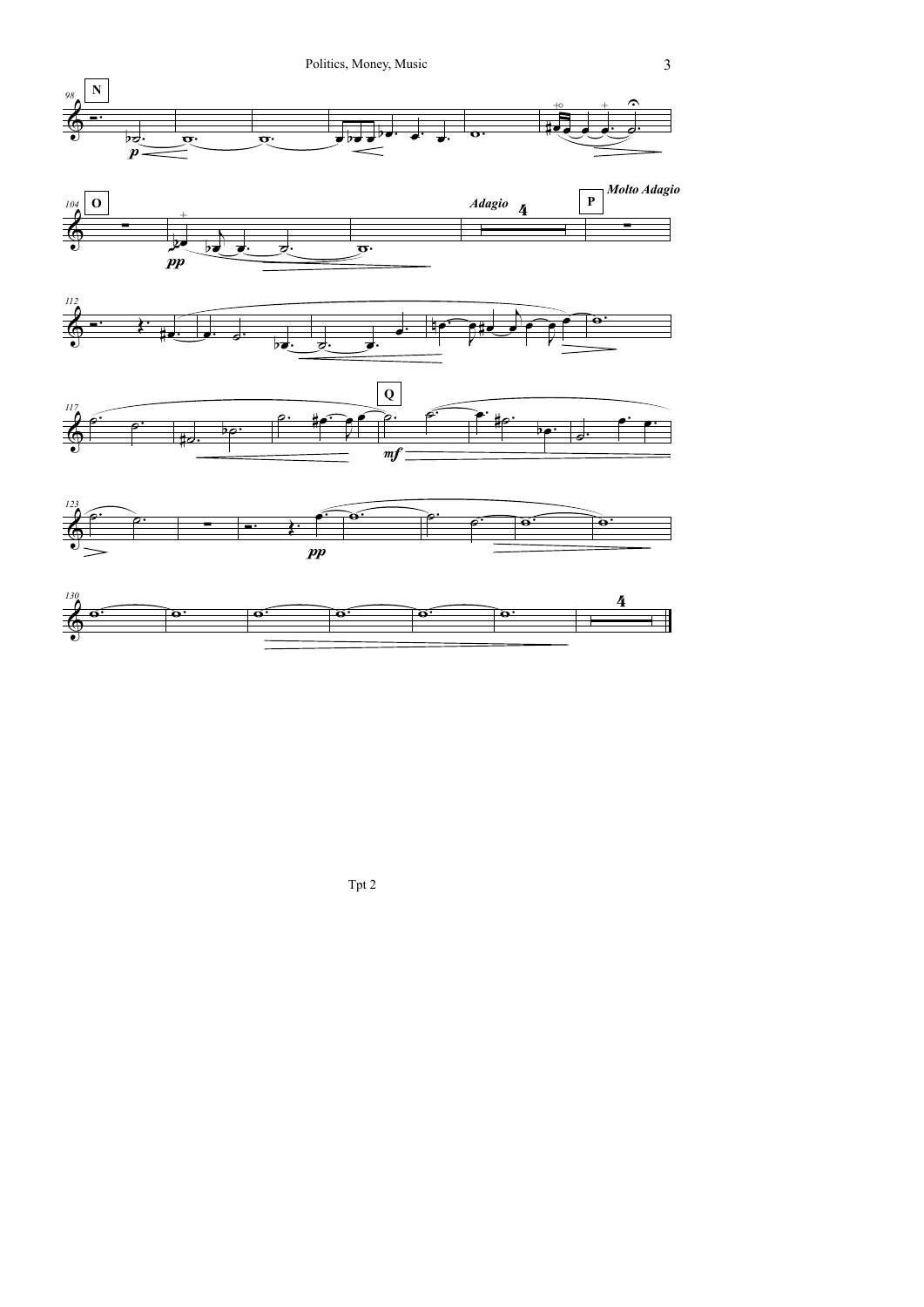N

O

*Adagio*

P

*Molto Adagio*

Q